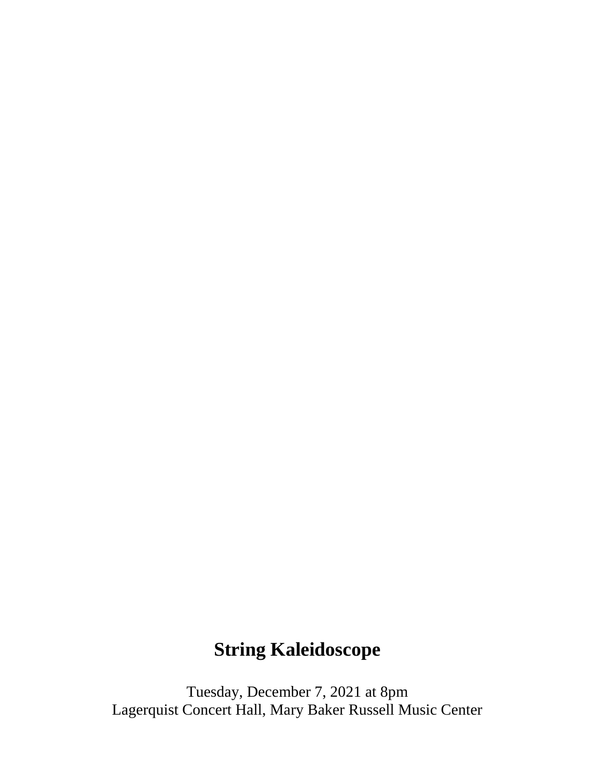# String Kaleidoscope

Tuesday, December 7, 2021 at 8pm
Lagerquist Concert Hall, Mary Baker Russell Music Center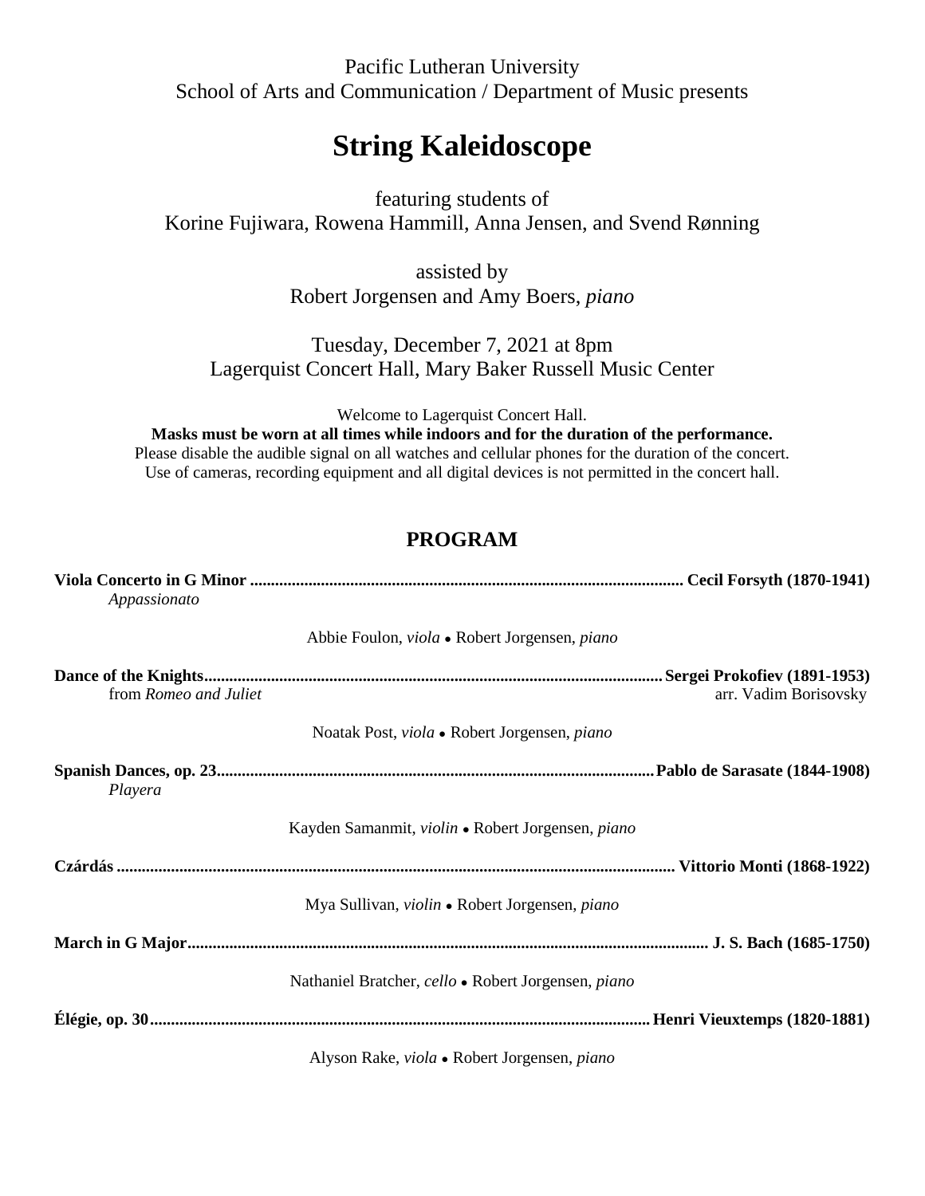Pacific Lutheran University
School of Arts and Communication / Department of Music presents

# String Kaleidoscope

featuring students of
Korine Fujiwara, Rowena Hammill, Anna Jensen, and Svend Rønning

assisted by
Robert Jorgensen and Amy Boers, *piano*

Tuesday, December 7, 2021 at 8pm
Lagerquist Concert Hall, Mary Baker Russell Music Center

Welcome to Lagerquist Concert Hall.
**Masks must be worn at all times while indoors and for the duration of the performance.**
Please disable the audible signal on all watches and cellular phones for the duration of the concert.
Use of cameras, recording equipment and all digital devices is not permitted in the concert hall.

## PROGRAM

**Viola Concerto in G Minor** ............................................................ **Cecil Forsyth (1870-1941)**
*Appassionato*

Abbie Foulon, *viola* • Robert Jorgensen, *piano*

**Dance of the Knights** ............................................................ **Sergei Prokofiev (1891-1953)**
from *Romeo and Juliet* — arr. Vadim Borisovsky

Noatak Post, *viola* • Robert Jorgensen, *piano*

**Spanish Dances, op. 23** ............................................................ **Pablo de Sarasate (1844-1908)**
*Playera*

Kayden Samanmit, *violin* • Robert Jorgensen, *piano*

**Czárdás** ............................................................ **Vittorio Monti (1868-1922)**

Mya Sullivan, *violin* • Robert Jorgensen, *piano*

**March in G Major** ............................................................ **J. S. Bach (1685-1750)**

Nathaniel Bratcher, *cello* • Robert Jorgensen, *piano*

**Élégie, op. 30** ............................................................ **Henri Vieuxtemps (1820-1881)**

Alyson Rake, *viola* • Robert Jorgensen, *piano*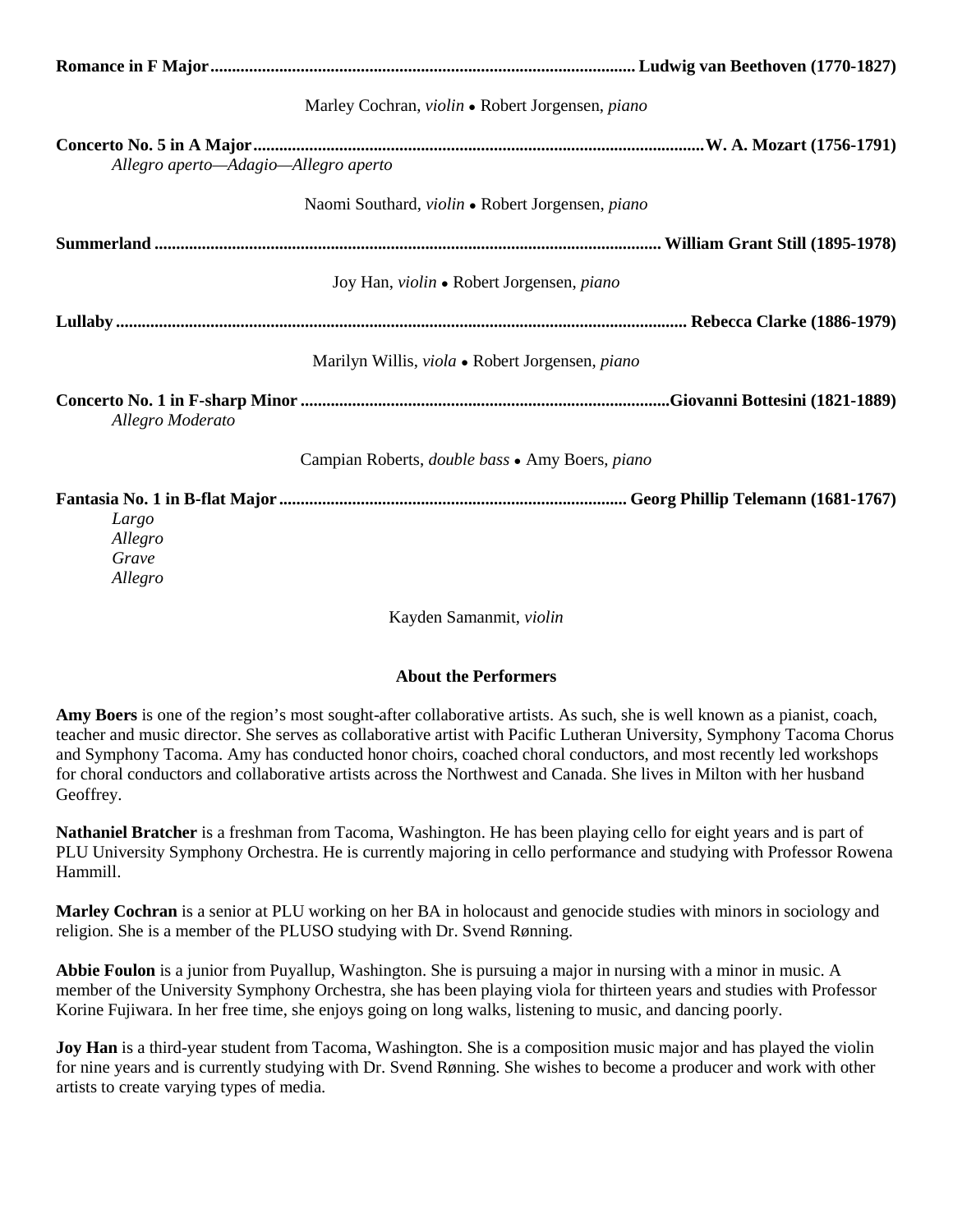**Romance in F Major**.................................................................................................. **Ludwig van Beethoven (1770-1827)**

Marley Cochran, *violin* • Robert Jorgensen, *piano*

**Concerto No. 5 in A Major**........................................................................................................**W. A. Mozart (1756-1791)**

*Allegro aperto—Adagio—Allegro aperto*

Naomi Southard, *violin* • Robert Jorgensen, *piano*

**Summerland** .................................................................................................................... **William Grant Still (1895-1978)**

Joy Han, *violin* • Robert Jorgensen, *piano*

**Lullaby** .................................................................................................................................. **Rebecca Clarke (1886-1979)**

Marilyn Willis, *viola* • Robert Jorgensen, *piano*

**Concerto No. 1 in F-sharp Minor** .....................................................................................**Giovanni Bottesini (1821-1889)**

*Allegro Moderato*

Campian Roberts, *double bass* • Amy Boers, *piano*

**Fantasia No. 1 in B-flat Major** ................................................................................ **Georg Phillip Telemann (1681-1767)**

*Largo*
*Allegro*
*Grave*
*Allegro*

Kayden Samanmit, *violin*

**About the Performers**

**Amy Boers** is one of the region's most sought-after collaborative artists. As such, she is well known as a pianist, coach, teacher and music director. She serves as collaborative artist with Pacific Lutheran University, Symphony Tacoma Chorus and Symphony Tacoma. Amy has conducted honor choirs, coached choral conductors, and most recently led workshops for choral conductors and collaborative artists across the Northwest and Canada. She lives in Milton with her husband Geoffrey.

**Nathaniel Bratcher** is a freshman from Tacoma, Washington. He has been playing cello for eight years and is part of PLU University Symphony Orchestra. He is currently majoring in cello performance and studying with Professor Rowena Hammill.

**Marley Cochran** is a senior at PLU working on her BA in holocaust and genocide studies with minors in sociology and religion. She is a member of the PLUSO studying with Dr. Svend Rønning.

**Abbie Foulon** is a junior from Puyallup, Washington. She is pursuing a major in nursing with a minor in music. A member of the University Symphony Orchestra, she has been playing viola for thirteen years and studies with Professor Korine Fujiwara. In her free time, she enjoys going on long walks, listening to music, and dancing poorly.

**Joy Han** is a third-year student from Tacoma, Washington. She is a composition music major and has played the violin for nine years and is currently studying with Dr. Svend Rønning. She wishes to become a producer and work with other artists to create varying types of media.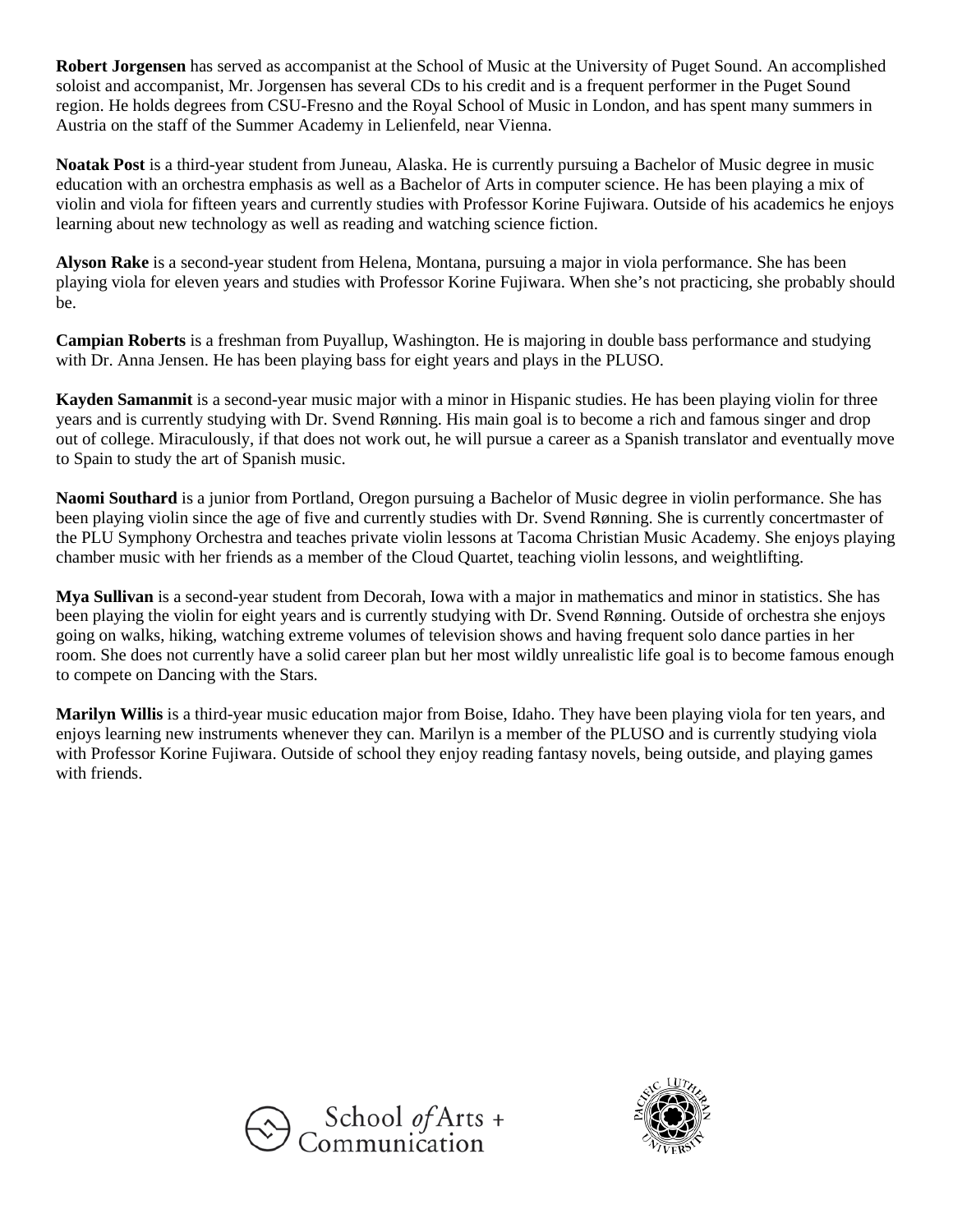**Robert Jorgensen** has served as accompanist at the School of Music at the University of Puget Sound. An accomplished soloist and accompanist, Mr. Jorgensen has several CDs to his credit and is a frequent performer in the Puget Sound region. He holds degrees from CSU-Fresno and the Royal School of Music in London, and has spent many summers in Austria on the staff of the Summer Academy in Lelienfeld, near Vienna.

**Noatak Post** is a third-year student from Juneau, Alaska. He is currently pursuing a Bachelor of Music degree in music education with an orchestra emphasis as well as a Bachelor of Arts in computer science. He has been playing a mix of violin and viola for fifteen years and currently studies with Professor Korine Fujiwara. Outside of his academics he enjoys learning about new technology as well as reading and watching science fiction.

**Alyson Rake** is a second-year student from Helena, Montana, pursuing a major in viola performance. She has been playing viola for eleven years and studies with Professor Korine Fujiwara. When she's not practicing, she probably should be.

**Campian Roberts** is a freshman from Puyallup, Washington. He is majoring in double bass performance and studying with Dr. Anna Jensen. He has been playing bass for eight years and plays in the PLUSO.

**Kayden Samanmit** is a second-year music major with a minor in Hispanic studies. He has been playing violin for three years and is currently studying with Dr. Svend Rønning. His main goal is to become a rich and famous singer and drop out of college. Miraculously, if that does not work out, he will pursue a career as a Spanish translator and eventually move to Spain to study the art of Spanish music.

**Naomi Southard** is a junior from Portland, Oregon pursuing a Bachelor of Music degree in violin performance. She has been playing violin since the age of five and currently studies with Dr. Svend Rønning. She is currently concertmaster of the PLU Symphony Orchestra and teaches private violin lessons at Tacoma Christian Music Academy. She enjoys playing chamber music with her friends as a member of the Cloud Quartet, teaching violin lessons, and weightlifting.

**Mya Sullivan** is a second-year student from Decorah, Iowa with a major in mathematics and minor in statistics. She has been playing the violin for eight years and is currently studying with Dr. Svend Rønning. Outside of orchestra she enjoys going on walks, hiking, watching extreme volumes of television shows and having frequent solo dance parties in her room. She does not currently have a solid career plan but her most wildly unrealistic life goal is to become famous enough to compete on Dancing with the Stars.

**Marilyn Willis** is a third-year music education major from Boise, Idaho. They have been playing viola for ten years, and enjoys learning new instruments whenever they can. Marilyn is a member of the PLUSO and is currently studying viola with Professor Korine Fujiwara. Outside of school they enjoy reading fantasy novels, being outside, and playing games with friends.

School *of* Arts + Communication

PACIFIC LUTHERAN UNIVERSITY